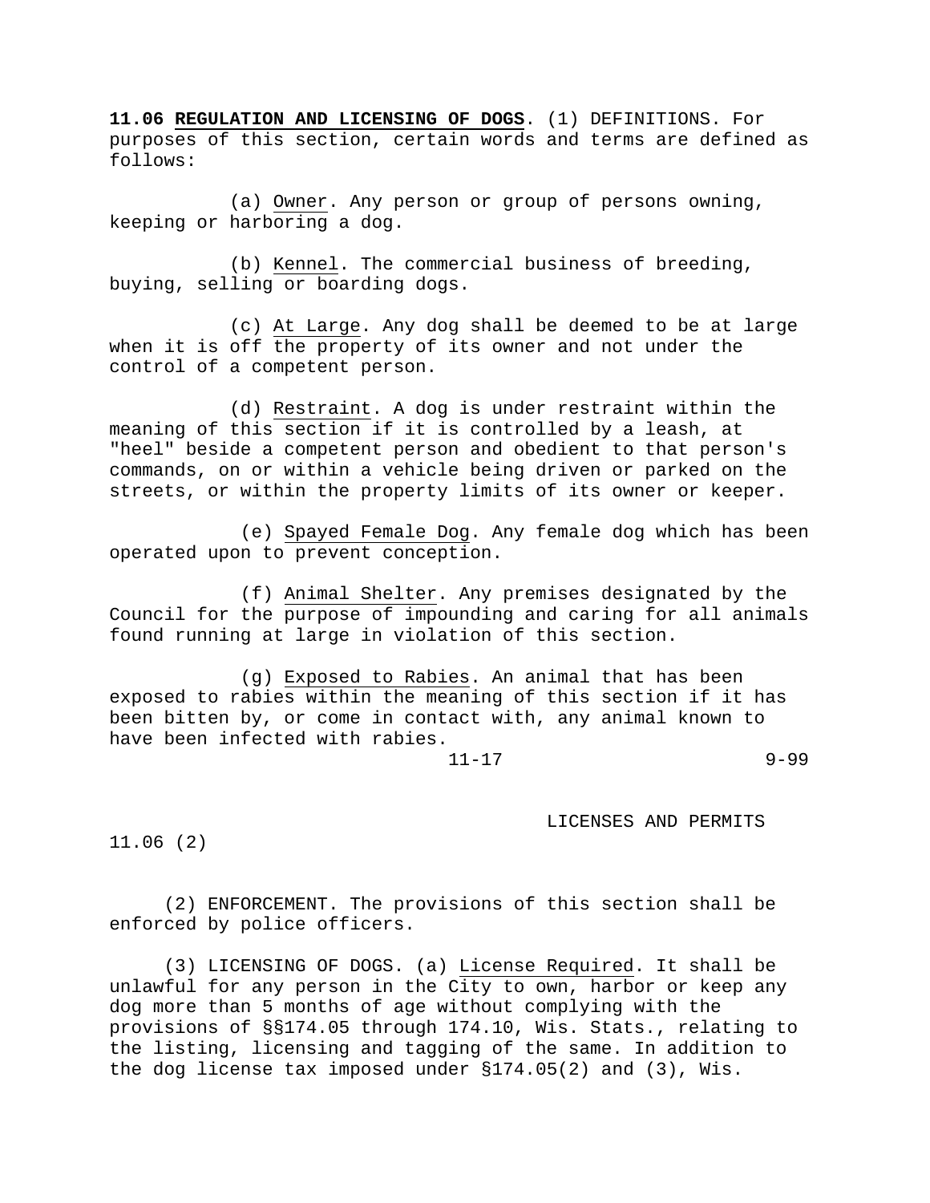**11.06 REGULATION AND LICENSING OF DOGS**. (1) DEFINITIONS. For purposes of this section, certain words and terms are defined as follows:

(a) Owner. Any person or group of persons owning, keeping or harboring a dog.

(b) Kennel. The commercial business of breeding, buying, selling or boarding dogs.

(c) At Large. Any dog shall be deemed to be at large when it is off the property of its owner and not under the control of a competent person.

(d) Restraint. A dog is under restraint within the meaning of this section if it is controlled by a leash, at "heel" beside a competent person and obedient to that person's commands, on or within a vehicle being driven or parked on the streets, or within the property limits of its owner or keeper.

(e) Spayed Female Dog. Any female dog which has been operated upon to prevent conception.

(f) Animal Shelter. Any premises designated by the Council for the purpose of impounding and caring for all animals found running at large in violation of this section.

(g) Exposed to Rabies. An animal that has been exposed to rabies within the meaning of this section if it has been bitten by, or come in contact with, any animal known to have been infected with rabies.

(2) ENFORCEMENT. The provisions of this section shall be enforced by police officers.

(3) LICENSING OF DOGS. (a) License Required. It shall be unlawful for any person in the City to own, harbor or keep any dog more than 5 months of age without complying with the provisions of §§174.05 through 174.10, Wis. Stats., relating to the listing, licensing and tagging of the same. In addition to the dog license tax imposed under §174.05(2) and (3), Wis.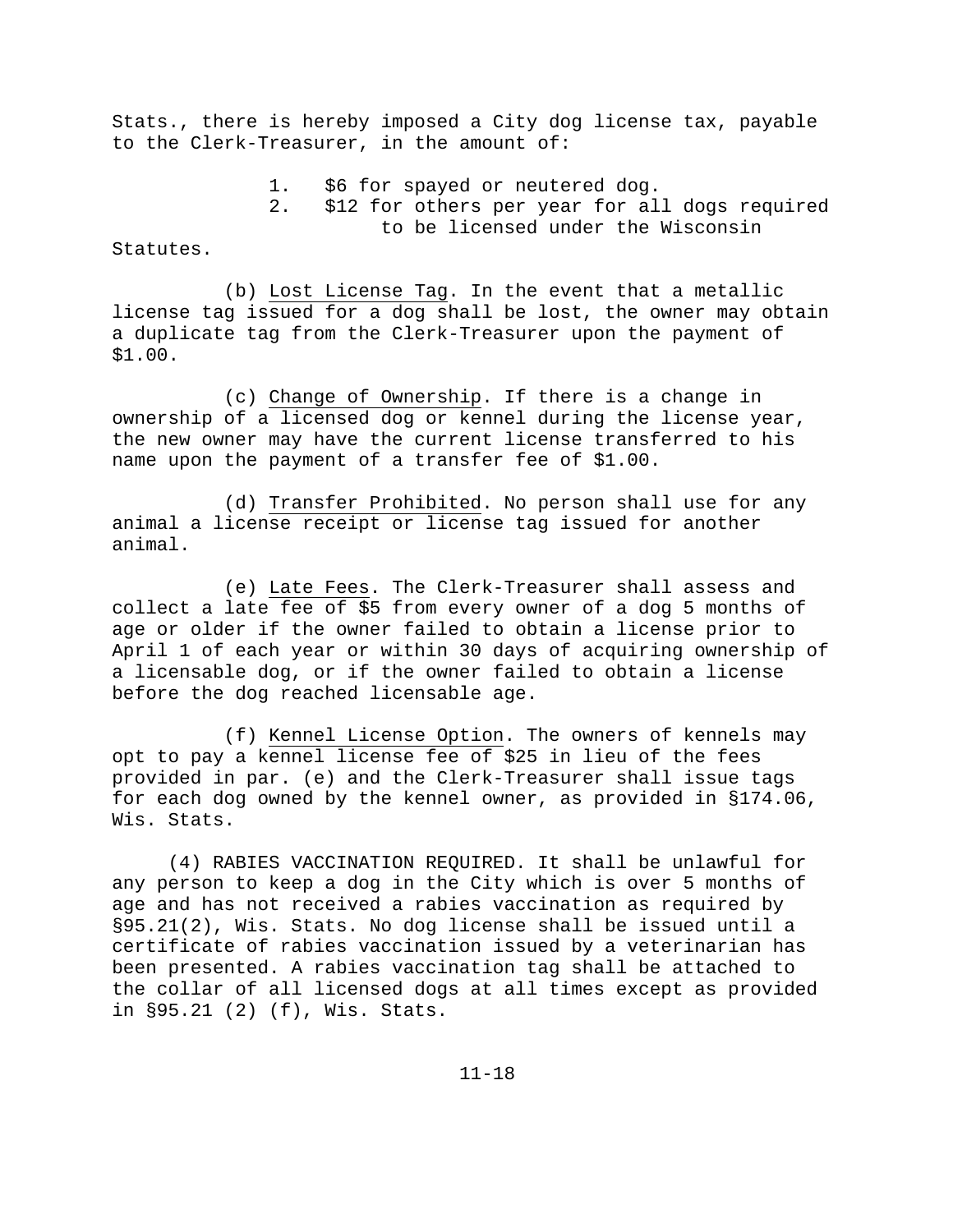Stats., there is hereby imposed a City dog license tax, payable to the Clerk-Treasurer, in the amount of:

1. $6 for spayed or neutered dog.
2. $12 for others per year for all dogs required to be licensed under the Wisconsin Statutes.

(b) Lost License Tag. In the event that a metallic license tag issued for a dog shall be lost, the owner may obtain a duplicate tag from the Clerk-Treasurer upon the payment of $1.00.

(c) Change of Ownership. If there is a change in ownership of a licensed dog or kennel during the license year, the new owner may have the current license transferred to his name upon the payment of a transfer fee of $1.00.

(d) Transfer Prohibited. No person shall use for any animal a license receipt or license tag issued for another animal.

(e) Late Fees. The Clerk-Treasurer shall assess and collect a late fee of $5 from every owner of a dog 5 months of age or older if the owner failed to obtain a license prior to April 1 of each year or within 30 days of acquiring ownership of a licensable dog, or if the owner failed to obtain a license before the dog reached licensable age.

(f) Kennel License Option. The owners of kennels may opt to pay a kennel license fee of $25 in lieu of the fees provided in par. (e) and the Clerk-Treasurer shall issue tags for each dog owned by the kennel owner, as provided in §174.06, Wis. Stats.

(4) RABIES VACCINATION REQUIRED. It shall be unlawful for any person to keep a dog in the City which is over 5 months of age and has not received a rabies vaccination as required by §95.21(2), Wis. Stats. No dog license shall be issued until a certificate of rabies vaccination issued by a veterinarian has been presented. A rabies vaccination tag shall be attached to the collar of all licensed dogs at all times except as provided in §95.21 (2) (f), Wis. Stats.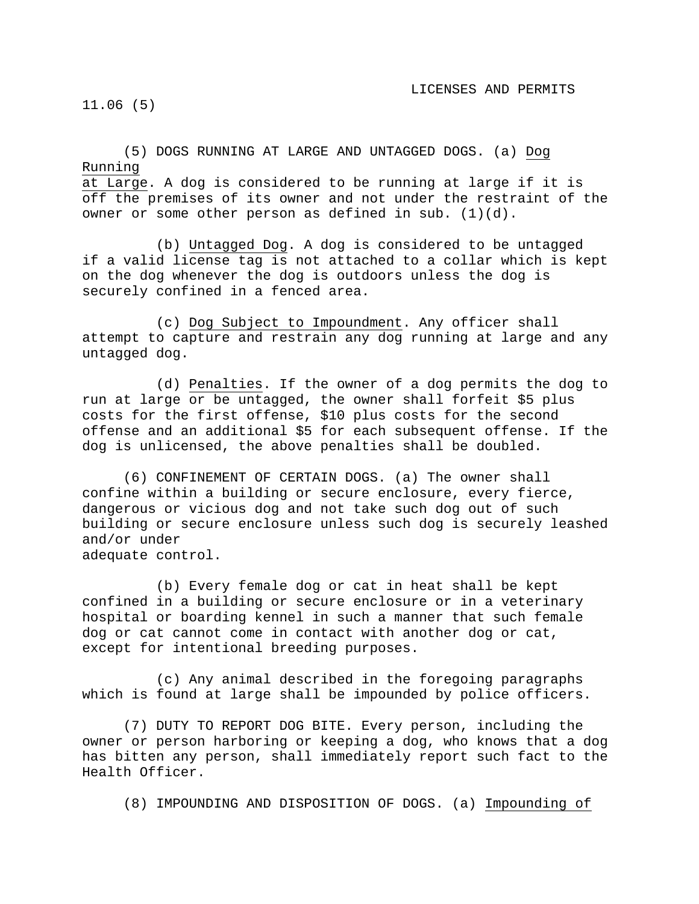(5) DOGS RUNNING AT LARGE AND UNTAGGED DOGS. (a) Dog Running at Large. A dog is considered to be running at large if it is off the premises of its owner and not under the restraint of the owner or some other person as defined in sub. (1)(d).

(b) Untagged Dog. A dog is considered to be untagged if a valid license tag is not attached to a collar which is kept on the dog whenever the dog is outdoors unless the dog is securely confined in a fenced area.

(c) Dog Subject to Impoundment. Any officer shall attempt to capture and restrain any dog running at large and any untagged dog.

(d) Penalties. If the owner of a dog permits the dog to run at large or be untagged, the owner shall forfeit $5 plus costs for the first offense, $10 plus costs for the second offense and an additional $5 for each subsequent offense. If the dog is unlicensed, the above penalties shall be doubled.

(6) CONFINEMENT OF CERTAIN DOGS. (a) The owner shall confine within a building or secure enclosure, every fierce, dangerous or vicious dog and not take such dog out of such building or secure enclosure unless such dog is securely leashed and/or under adequate control.

(b) Every female dog or cat in heat shall be kept confined in a building or secure enclosure or in a veterinary hospital or boarding kennel in such a manner that such female dog or cat cannot come in contact with another dog or cat, except for intentional breeding purposes.

(c) Any animal described in the foregoing paragraphs which is found at large shall be impounded by police officers.

(7) DUTY TO REPORT DOG BITE. Every person, including the owner or person harboring or keeping a dog, who knows that a dog has bitten any person, shall immediately report such fact to the Health Officer.

(8) IMPOUNDING AND DISPOSITION OF DOGS. (a) Impounding of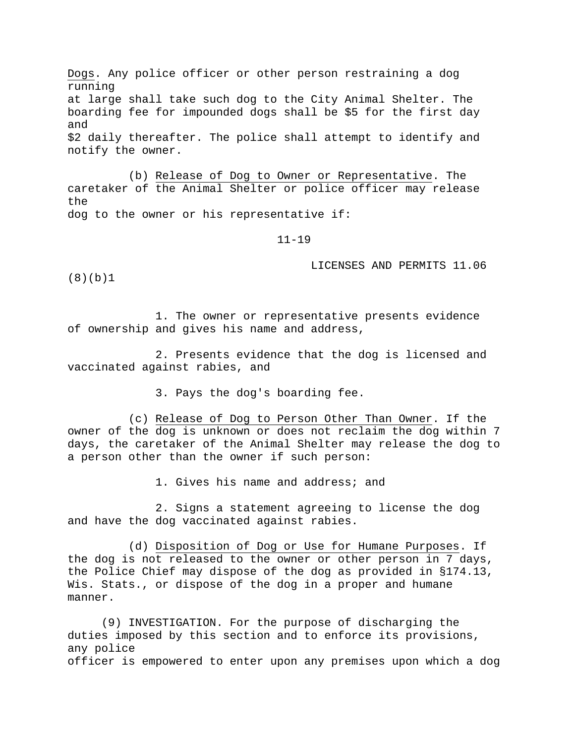Dogs. Any police officer or other person restraining a dog running at large shall take such dog to the City Animal Shelter. The boarding fee for impounded dogs shall be $5 for the first day and $2 daily thereafter. The police shall attempt to identify and notify the owner.

(b) Release of Dog to Owner or Representative. The caretaker of the Animal Shelter or police officer may release the dog to the owner or his representative if:

1. The owner or representative presents evidence of ownership and gives his name and address,

2. Presents evidence that the dog is licensed and vaccinated against rabies, and

3. Pays the dog's boarding fee.

(c) Release of Dog to Person Other Than Owner. If the owner of the dog is unknown or does not reclaim the dog within 7 days, the caretaker of the Animal Shelter may release the dog to a person other than the owner if such person:

1. Gives his name and address; and

2. Signs a statement agreeing to license the dog and have the dog vaccinated against rabies.

(d) Disposition of Dog or Use for Humane Purposes. If the dog is not released to the owner or other person in 7 days, the Police Chief may dispose of the dog as provided in §174.13, Wis. Stats., or dispose of the dog in a proper and humane manner.

(9) INVESTIGATION. For the purpose of discharging the duties imposed by this section and to enforce its provisions, any police officer is empowered to enter upon any premises upon which a dog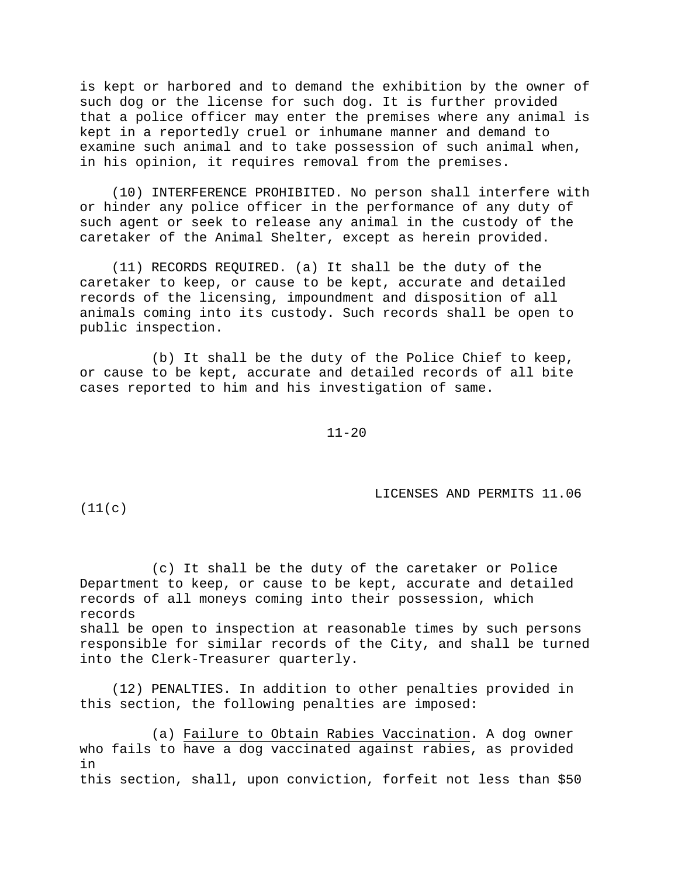is kept or harbored and to demand the exhibition by the owner of such dog or the license for such dog. It is further provided that a police officer may enter the premises where any animal is kept in a reportedly cruel or inhumane manner and demand to examine such animal and to take possession of such animal when, in his opinion, it requires removal from the premises.

(10) INTERFERENCE PROHIBITED. No person shall interfere with or hinder any police officer in the performance of any duty of such agent or seek to release any animal in the custody of the caretaker of the Animal Shelter, except as herein provided.

(11) RECORDS REQUIRED. (a) It shall be the duty of the caretaker to keep, or cause to be kept, accurate and detailed records of the licensing, impoundment and disposition of all animals coming into its custody. Such records shall be open to public inspection.

(b) It shall be the duty of the Police Chief to keep, or cause to be kept, accurate and detailed records of all bite cases reported to him and his investigation of same.

(c) It shall be the duty of the caretaker or Police Department to keep, or cause to be kept, accurate and detailed records of all moneys coming into their possession, which records shall be open to inspection at reasonable times by such persons responsible for similar records of the City, and shall be turned into the Clerk-Treasurer quarterly.

(12) PENALTIES. In addition to other penalties provided in this section, the following penalties are imposed:

(a) Failure to Obtain Rabies Vaccination. A dog owner who fails to have a dog vaccinated against rabies, as provided in this section, shall, upon conviction, forfeit not less than $50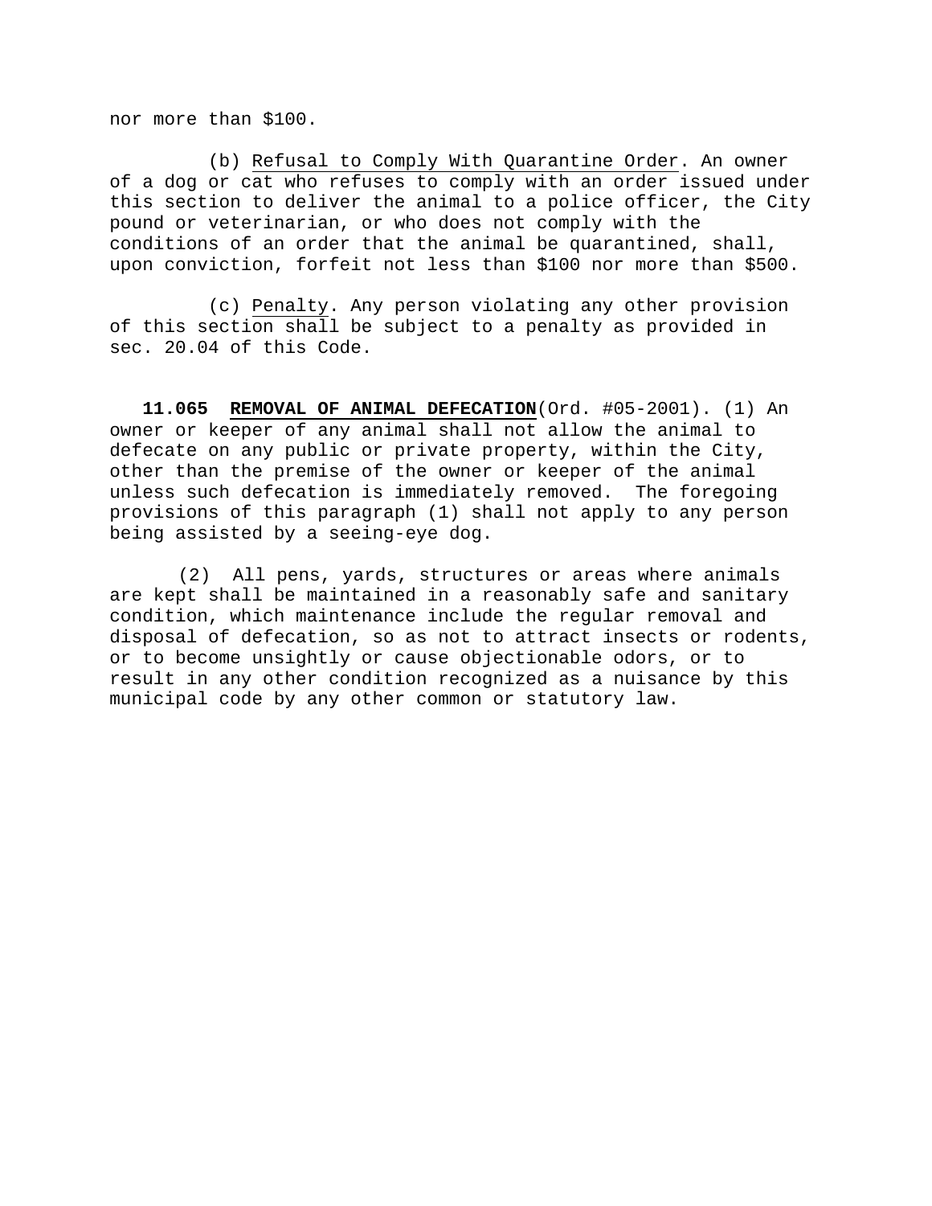nor more than $100.

(b) Refusal to Comply With Quarantine Order. An owner of a dog or cat who refuses to comply with an order issued under this section to deliver the animal to a police officer, the City pound or veterinarian, or who does not comply with the conditions of an order that the animal be quarantined, shall, upon conviction, forfeit not less than $100 nor more than $500.

(c) Penalty. Any person violating any other provision of this section shall be subject to a penalty as provided in sec. 20.04 of this Code.

**11.065 REMOVAL OF ANIMAL DEFECATION**(Ord. #05-2001). (1) An owner or keeper of any animal shall not allow the animal to defecate on any public or private property, within the City, other than the premise of the owner or keeper of the animal unless such defecation is immediately removed. The foregoing provisions of this paragraph (1) shall not apply to any person being assisted by a seeing-eye dog.

(2) All pens, yards, structures or areas where animals are kept shall be maintained in a reasonably safe and sanitary condition, which maintenance include the regular removal and disposal of defecation, so as not to attract insects or rodents, or to become unsightly or cause objectionable odors, or to result in any other condition recognized as a nuisance by this municipal code by any other common or statutory law.